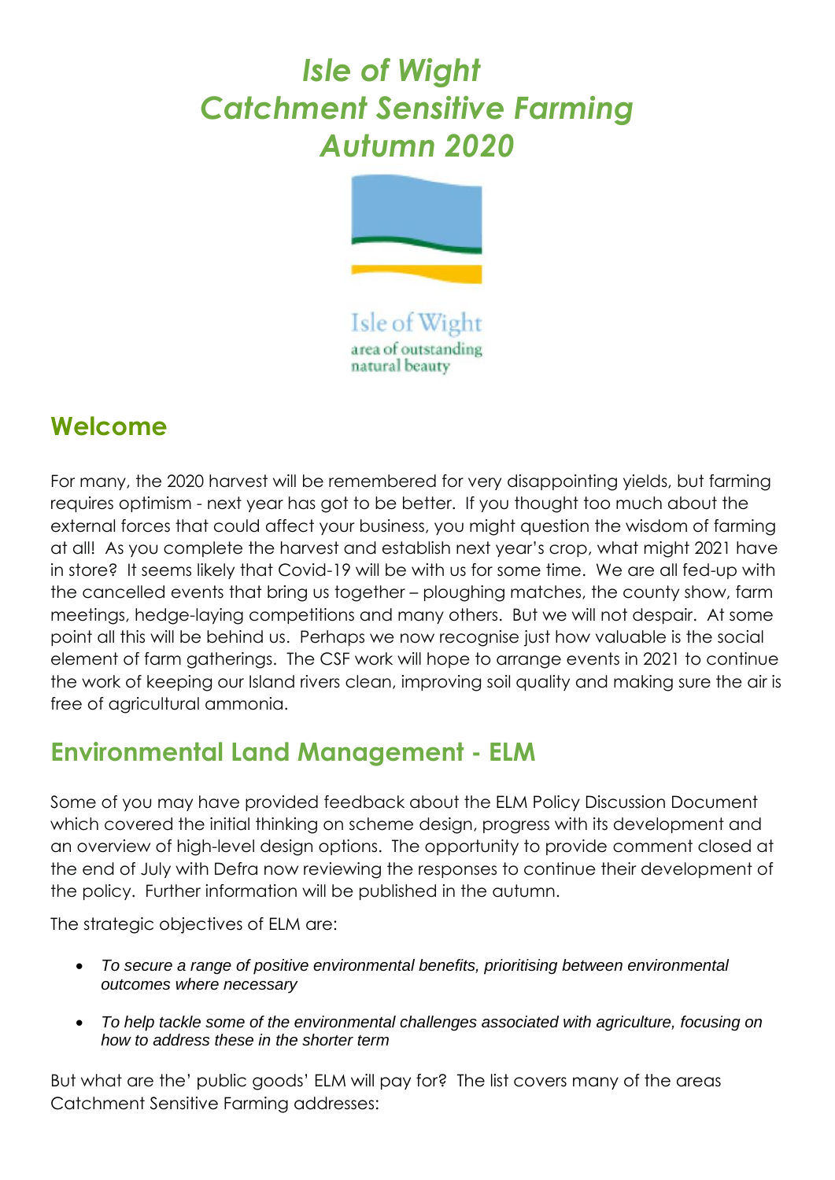# *Isle of Wight Catchment Sensitive Farming Autumn 2020*

Isle of Wight
area of outstanding
natural beauty

## Welcome

For many, the 2020 harvest will be remembered for very disappointing yields, but farming requires optimism - next year has got to be better. If you thought too much about the external forces that could affect your business, you might question the wisdom of farming at all! As you complete the harvest and establish next year's crop, what might 2021 have in store? It seems likely that Covid-19 will be with us for some time. We are all fed-up with the cancelled events that bring us together – ploughing matches, the county show, farm meetings, hedge-laying competitions and many others. But we will not despair. At some point all this will be behind us. Perhaps we now recognise just how valuable is the social element of farm gatherings. The CSF work will hope to arrange events in 2021 to continue the work of keeping our Island rivers clean, improving soil quality and making sure the air is free of agricultural ammonia.

## Environmental Land Management - ELM

Some of you may have provided feedback about the ELM Policy Discussion Document which covered the initial thinking on scheme design, progress with its development and an overview of high-level design options. The opportunity to provide comment closed at the end of July with Defra now reviewing the responses to continue their development of the policy. Further information will be published in the autumn.

The strategic objectives of ELM are:

- *To secure a range of positive environmental benefits, prioritising between environmental outcomes where necessary*
- *To help tackle some of the environmental challenges associated with agriculture, focusing on how to address these in the shorter term*

But what are the' public goods' ELM will pay for? The list covers many of the areas Catchment Sensitive Farming addresses: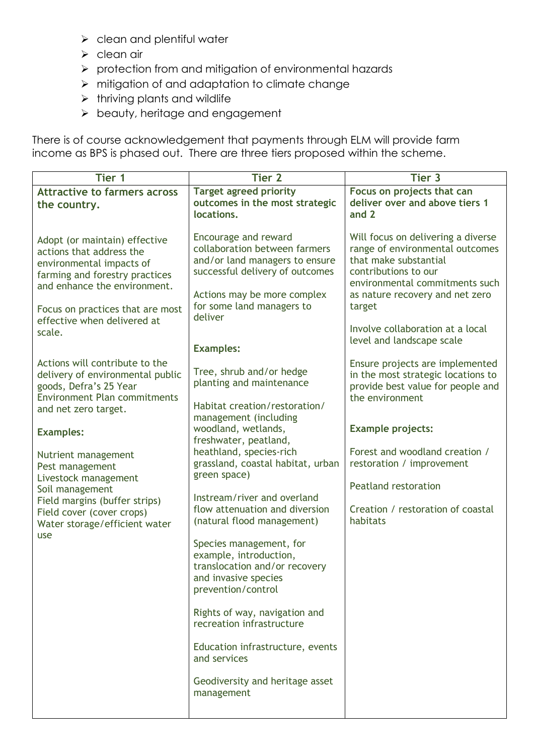- clean and plentiful water
- clean air
- protection from and mitigation of environmental hazards
- mitigation of and adaptation to climate change
- thriving plants and wildlife
- beauty, heritage and engagement

There is of course acknowledgement that payments through ELM will provide farm income as BPS is phased out. There are three tiers proposed within the scheme.

| Tier 1 | Tier 2 | Tier 3 |
|---|---|---|
| **Attractive to farmers across the country.**<br><br>Adopt (or maintain) effective actions that address the environmental impacts of farming and forestry practices and enhance the environment.<br><br>Focus on practices that are most effective when delivered at scale.<br><br>Actions will contribute to the delivery of environmental public goods, Defra's 25 Year Environment Plan commitments and net zero target.<br><br>**Examples:**<br><br>Nutrient management<br>Pest management<br>Livestock management<br>Soil management<br>Field margins (buffer strips)<br>Field cover (cover crops)<br>Water storage/efficient water use | **Target agreed priority outcomes in the most strategic locations.**<br><br>Encourage and reward collaboration between farmers and/or land managers to ensure successful delivery of outcomes<br><br>Actions may be more complex for some land managers to deliver<br><br>**Examples:**<br><br>Tree, shrub and/or hedge planting and maintenance<br><br>Habitat creation/restoration/ management (including woodland, wetlands, freshwater, peatland, heathland, species-rich grassland, coastal habitat, urban green space)<br><br>Instream/river and overland flow attenuation and diversion (natural flood management)<br><br>Species management, for example, introduction, translocation and/or recovery and invasive species prevention/control<br><br>Rights of way, navigation and recreation infrastructure<br><br>Education infrastructure, events and services<br><br>Geodiversity and heritage asset management | **Focus on projects that can deliver over and above tiers 1 and 2**<br><br>Will focus on delivering a diverse range of environmental outcomes that make substantial contributions to our environmental commitments such as nature recovery and net zero target<br><br>Involve collaboration at a local level and landscape scale<br><br>Ensure projects are implemented in the most strategic locations to provide best value for people and the environment<br><br>**Example projects:**<br><br>Forest and woodland creation / restoration / improvement<br><br>Peatland restoration<br><br>Creation / restoration of coastal habitats |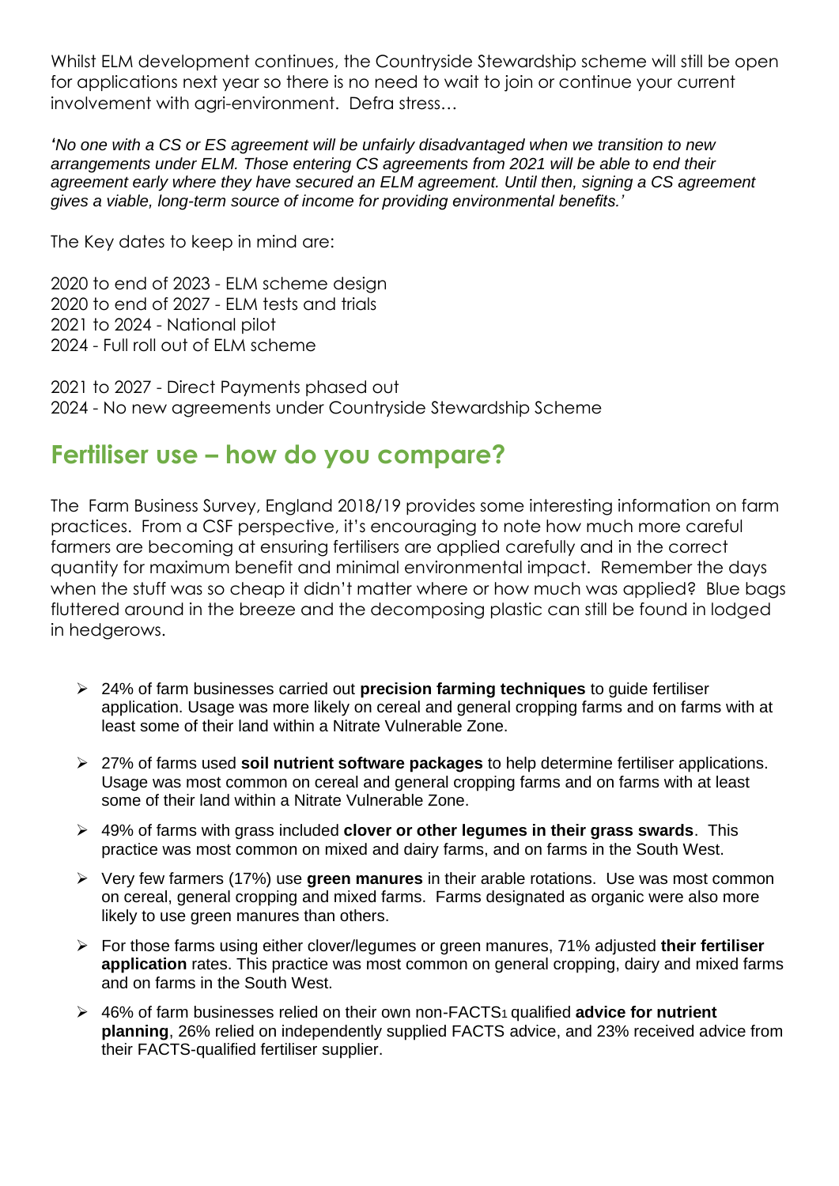Whilst ELM development continues, the Countryside Stewardship scheme will still be open for applications next year so there is no need to wait to join or continue your current involvement with agri-environment. Defra stress…

*'No one with a CS or ES agreement will be unfairly disadvantaged when we transition to new arrangements under ELM. Those entering CS agreements from 2021 will be able to end their agreement early where they have secured an ELM agreement. Until then, signing a CS agreement gives a viable, long-term source of income for providing environmental benefits.'*

The Key dates to keep in mind are:

2020 to end of 2023 - ELM scheme design
2020 to end of 2027 - ELM tests and trials
2021 to 2024 - National pilot
2024 - Full roll out of ELM scheme

2021 to 2027 - Direct Payments phased out
2024 - No new agreements under Countryside Stewardship Scheme

## Fertiliser use – how do you compare?

The Farm Business Survey, England 2018/19 provides some interesting information on farm practices. From a CSF perspective, it's encouraging to note how much more careful farmers are becoming at ensuring fertilisers are applied carefully and in the correct quantity for maximum benefit and minimal environmental impact. Remember the days when the stuff was so cheap it didn't matter where or how much was applied? Blue bags fluttered around in the breeze and the decomposing plastic can still be found in lodged in hedgerows.

- 24% of farm businesses carried out **precision farming techniques** to guide fertiliser application. Usage was more likely on cereal and general cropping farms and on farms with at least some of their land within a Nitrate Vulnerable Zone.
- 27% of farms used **soil nutrient software packages** to help determine fertiliser applications. Usage was most common on cereal and general cropping farms and on farms with at least some of their land within a Nitrate Vulnerable Zone.
- 49% of farms with grass included **clover or other legumes in their grass swards**. This practice was most common on mixed and dairy farms, and on farms in the South West.
- Very few farmers (17%) use **green manures** in their arable rotations. Use was most common on cereal, general cropping and mixed farms. Farms designated as organic were also more likely to use green manures than others.
- For those farms using either clover/legumes or green manures, 71% adjusted **their fertiliser application** rates. This practice was most common on general cropping, dairy and mixed farms and on farms in the South West.
- 46% of farm businesses relied on their own non-FACTS[1] qualified **advice for nutrient planning**, 26% relied on independently supplied FACTS advice, and 23% received advice from their FACTS-qualified fertiliser supplier.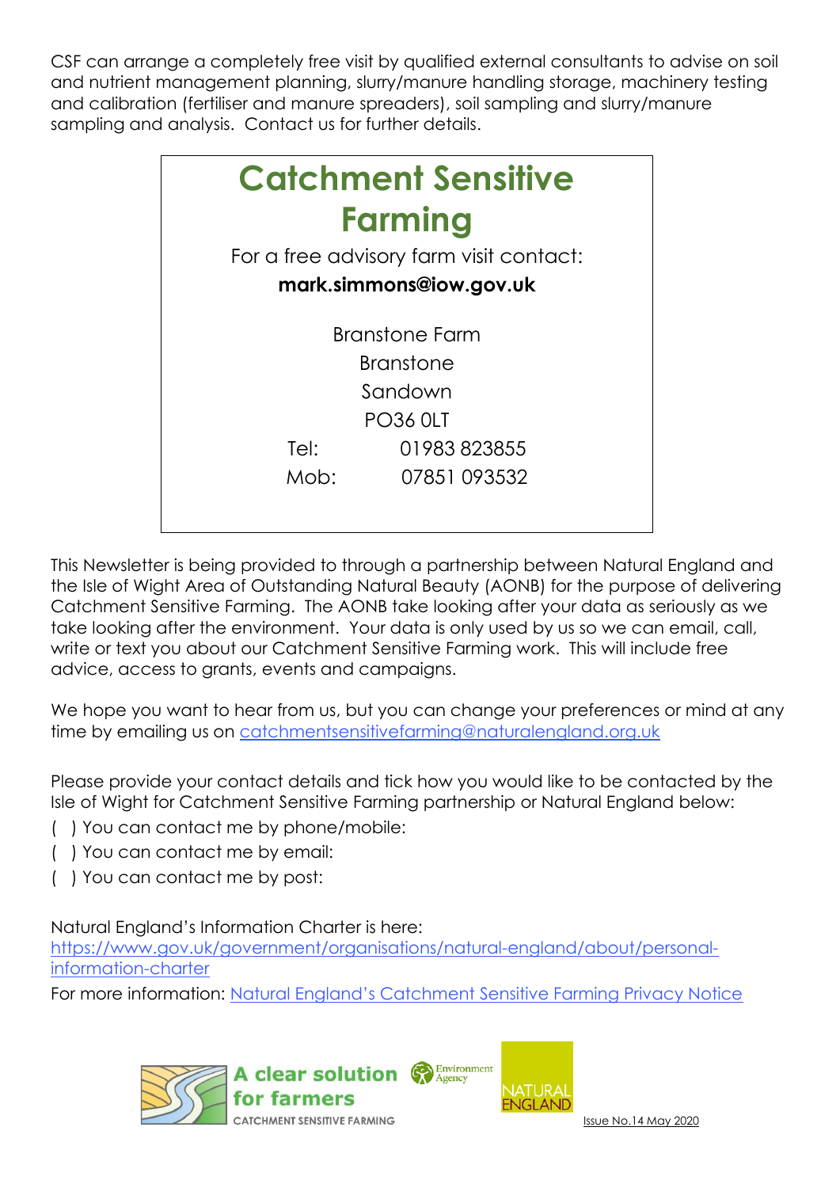CSF can arrange a completely free visit by qualified external consultants to advise on soil and nutrient management planning, slurry/manure handling storage, machinery testing and calibration (fertiliser and manure spreaders), soil sampling and slurry/manure sampling and analysis. Contact us for further details.

## Catchment Sensitive Farming

For a free advisory farm visit contact:
**mark.simmons@iow.gov.uk**

Branstone Farm
Branstone
Sandown
PO36 0LT
Tel: 01983 823855
Mob: 07851 093532

This Newsletter is being provided to through a partnership between Natural England and the Isle of Wight Area of Outstanding Natural Beauty (AONB) for the purpose of delivering Catchment Sensitive Farming. The AONB take looking after your data as seriously as we take looking after the environment. Your data is only used by us so we can email, call, write or text you about our Catchment Sensitive Farming work. This will include free advice, access to grants, events and campaigns.

We hope you want to hear from us, but you can change your preferences or mind at any time by emailing us on catchmentsensitivefarming@naturalengland.org.uk

Please provide your contact details and tick how you would like to be contacted by the Isle of Wight for Catchment Sensitive Farming partnership or Natural England below:

( ) You can contact me by phone/mobile:
( ) You can contact me by email:
( ) You can contact me by post:

Natural England's Information Charter is here:
https://www.gov.uk/government/organisations/natural-england/about/personal-information-charter

For more information: Natural England's Catchment Sensitive Farming Privacy Notice

A clear solution for farmers
CATCHMENT SENSITIVE FARMING

Environment Agency

NATURAL ENGLAND

Issue No.14 May 2020